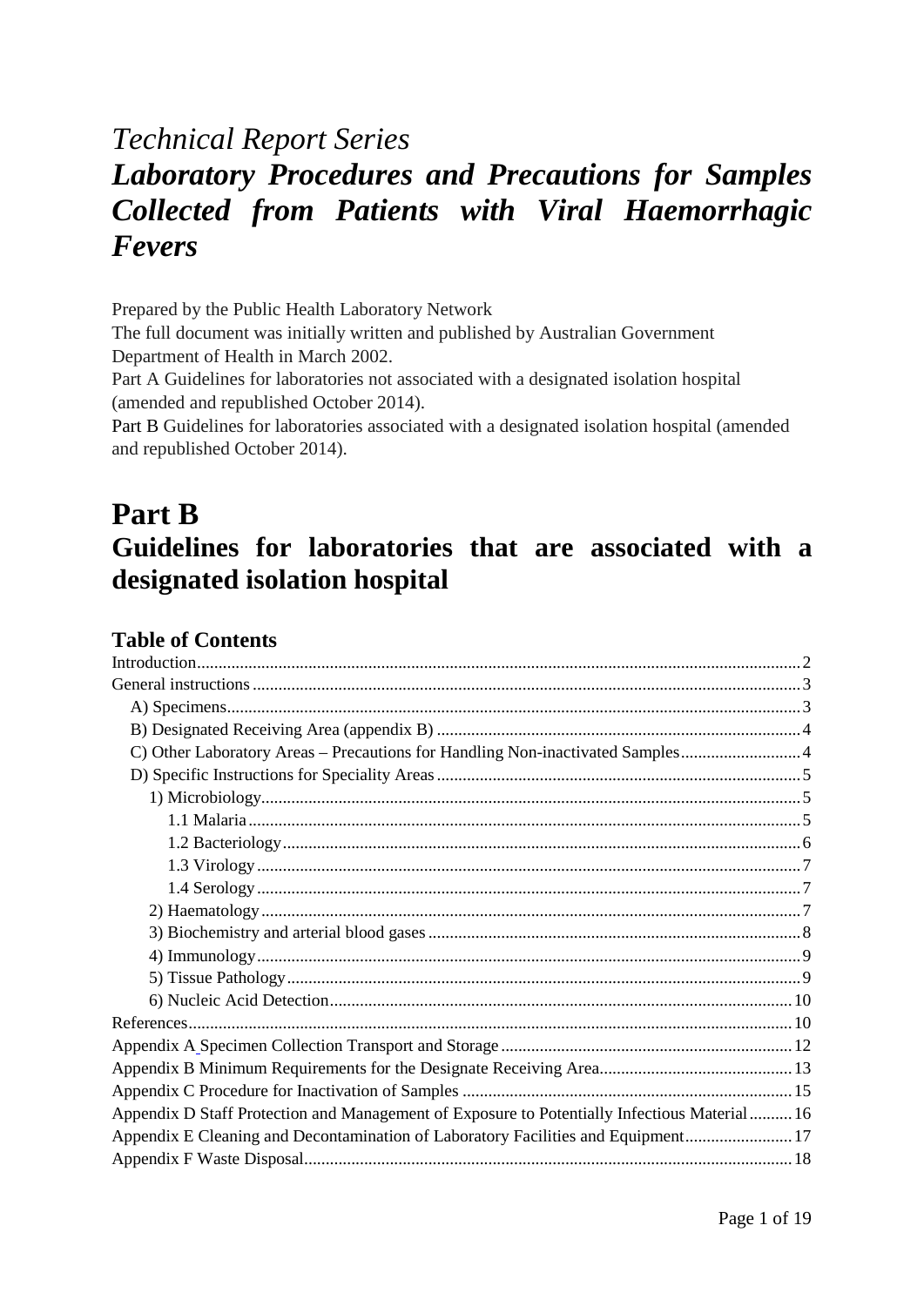# *Technical Report Series*

# ***Laboratory Procedures and Precautions for Samples Collected from Patients with Viral Haemorrhagic Fevers***

Prepared by the Public Health Laboratory Network

The full document was initially written and published by Australian Government Department of Health in March 2002.

Part A Guidelines for laboratories not associated with a designated isolation hospital (amended and republished October 2014).

Part B Guidelines for laboratories associated with a designated isolation hospital (amended and republished October 2014).

# Part B

## Guidelines for laboratories that are associated with a designated isolation hospital

### Table of Contents

- Introduction ........ 2
- General instructions ........ 3
  - A) Specimens ........ 3
  - B) Designated Receiving Area (appendix B) ........ 4
  - C) Other Laboratory Areas – Precautions for Handling Non-inactivated Samples ........ 4
  - D) Specific Instructions for Speciality Areas ........ 5
    - 1) Microbiology ........ 5
      - 1.1 Malaria ........ 5
      - 1.2 Bacteriology ........ 6
      - 1.3 Virology ........ 7
      - 1.4 Serology ........ 7
    - 2) Haematology ........ 7
    - 3) Biochemistry and arterial blood gases ........ 8
    - 4) Immunology ........ 9
    - 5) Tissue Pathology ........ 9
    - 6) Nucleic Acid Detection ........ 10
- References ........ 10
- Appendix A Specimen Collection Transport and Storage ........ 12
- Appendix B Minimum Requirements for the Designate Receiving Area ........ 13
- Appendix C Procedure for Inactivation of Samples ........ 15
- Appendix D Staff Protection and Management of Exposure to Potentially Infectious Material ........ 16
- Appendix E Cleaning and Decontamination of Laboratory Facilities and Equipment ........ 17
- Appendix F Waste Disposal ........ 18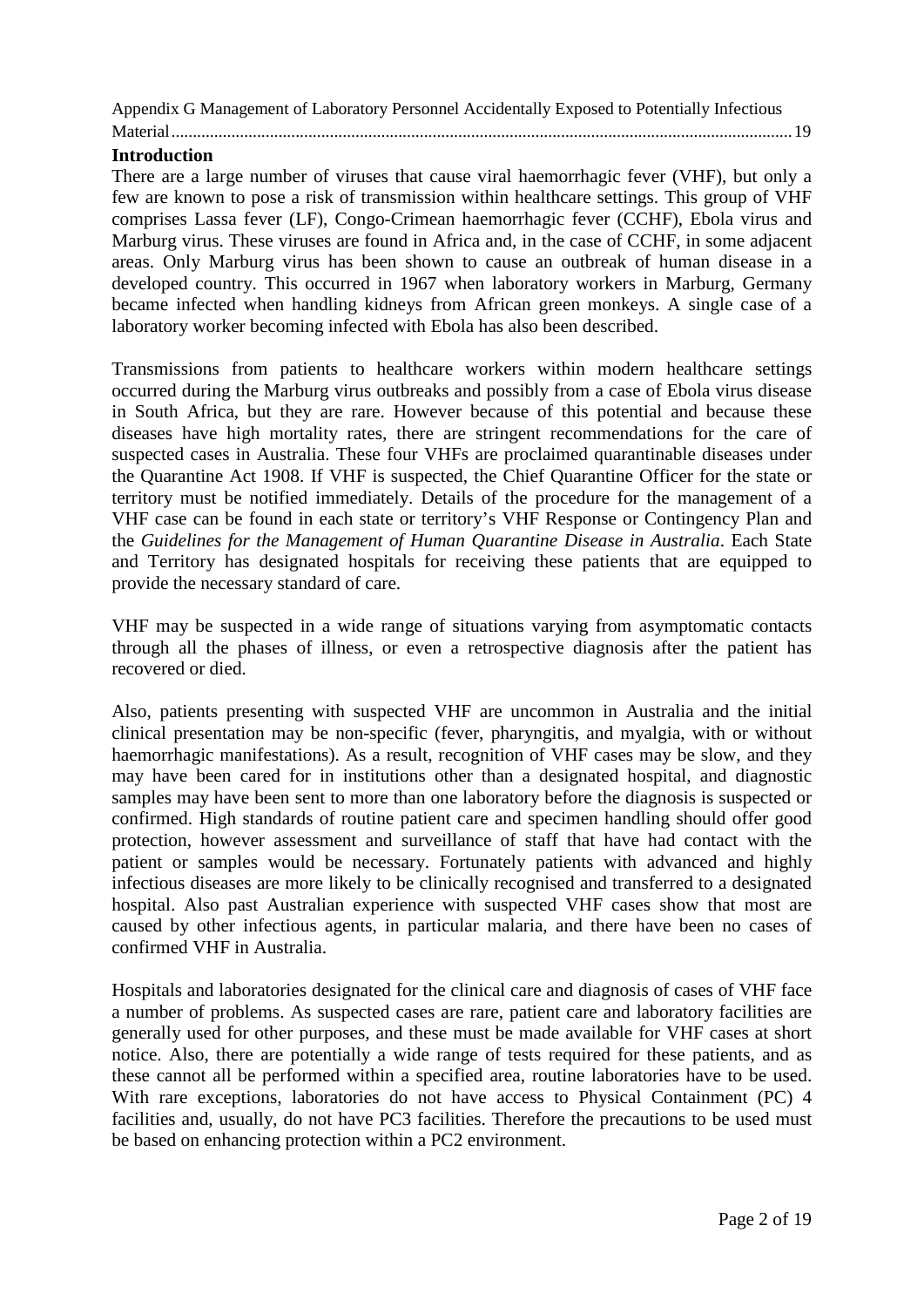Appendix G Management of Laboratory Personnel Accidentally Exposed to Potentially Infectious Material......19

## Introduction

There are a large number of viruses that cause viral haemorrhagic fever (VHF), but only a few are known to pose a risk of transmission within healthcare settings. This group of VHF comprises Lassa fever (LF), Congo-Crimean haemorrhagic fever (CCHF), Ebola virus and Marburg virus. These viruses are found in Africa and, in the case of CCHF, in some adjacent areas. Only Marburg virus has been shown to cause an outbreak of human disease in a developed country. This occurred in 1967 when laboratory workers in Marburg, Germany became infected when handling kidneys from African green monkeys. A single case of a laboratory worker becoming infected with Ebola has also been described.

Transmissions from patients to healthcare workers within modern healthcare settings occurred during the Marburg virus outbreaks and possibly from a case of Ebola virus disease in South Africa, but they are rare. However because of this potential and because these diseases have high mortality rates, there are stringent recommendations for the care of suspected cases in Australia. These four VHFs are proclaimed quarantinable diseases under the Quarantine Act 1908. If VHF is suspected, the Chief Quarantine Officer for the state or territory must be notified immediately. Details of the procedure for the management of a VHF case can be found in each state or territory's VHF Response or Contingency Plan and the *Guidelines for the Management of Human Quarantine Disease in Australia*. Each State and Territory has designated hospitals for receiving these patients that are equipped to provide the necessary standard of care.

VHF may be suspected in a wide range of situations varying from asymptomatic contacts through all the phases of illness, or even a retrospective diagnosis after the patient has recovered or died.

Also, patients presenting with suspected VHF are uncommon in Australia and the initial clinical presentation may be non-specific (fever, pharyngitis, and myalgia, with or without haemorrhagic manifestations). As a result, recognition of VHF cases may be slow, and they may have been cared for in institutions other than a designated hospital, and diagnostic samples may have been sent to more than one laboratory before the diagnosis is suspected or confirmed. High standards of routine patient care and specimen handling should offer good protection, however assessment and surveillance of staff that have had contact with the patient or samples would be necessary. Fortunately patients with advanced and highly infectious diseases are more likely to be clinically recognised and transferred to a designated hospital. Also past Australian experience with suspected VHF cases show that most are caused by other infectious agents, in particular malaria, and there have been no cases of confirmed VHF in Australia.

Hospitals and laboratories designated for the clinical care and diagnosis of cases of VHF face a number of problems. As suspected cases are rare, patient care and laboratory facilities are generally used for other purposes, and these must be made available for VHF cases at short notice. Also, there are potentially a wide range of tests required for these patients, and as these cannot all be performed within a specified area, routine laboratories have to be used. With rare exceptions, laboratories do not have access to Physical Containment (PC) 4 facilities and, usually, do not have PC3 facilities. Therefore the precautions to be used must be based on enhancing protection within a PC2 environment.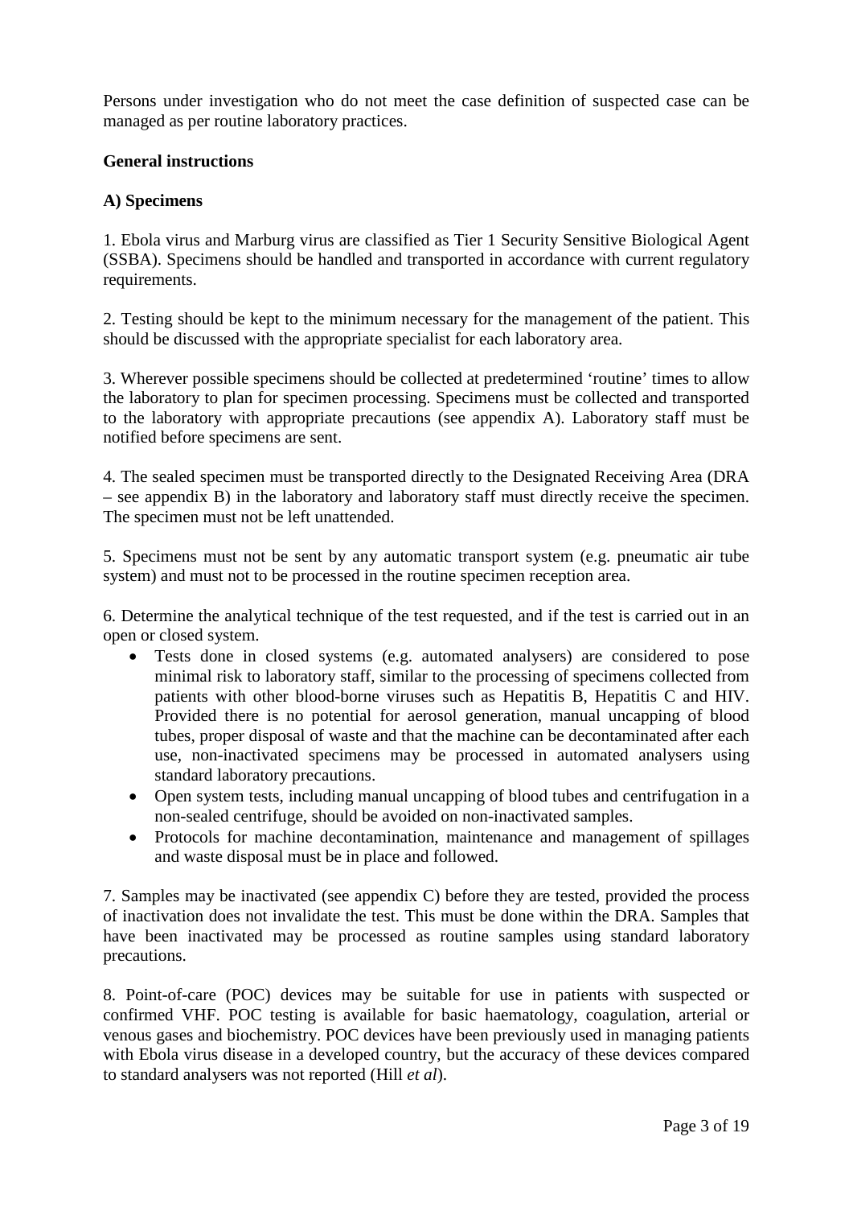Persons under investigation who do not meet the case definition of suspected case can be managed as per routine laboratory practices.

**General instructions**

**A) Specimens**

1. Ebola virus and Marburg virus are classified as Tier 1 Security Sensitive Biological Agent (SSBA). Specimens should be handled and transported in accordance with current regulatory requirements.

2. Testing should be kept to the minimum necessary for the management of the patient. This should be discussed with the appropriate specialist for each laboratory area.

3. Wherever possible specimens should be collected at predetermined 'routine' times to allow the laboratory to plan for specimen processing. Specimens must be collected and transported to the laboratory with appropriate precautions (see appendix A). Laboratory staff must be notified before specimens are sent.

4. The sealed specimen must be transported directly to the Designated Receiving Area (DRA – see appendix B) in the laboratory and laboratory staff must directly receive the specimen. The specimen must not be left unattended.

5. Specimens must not be sent by any automatic transport system (e.g. pneumatic air tube system) and must not to be processed in the routine specimen reception area.

6. Determine the analytical technique of the test requested, and if the test is carried out in an open or closed system.

- Tests done in closed systems (e.g. automated analysers) are considered to pose minimal risk to laboratory staff, similar to the processing of specimens collected from patients with other blood-borne viruses such as Hepatitis B, Hepatitis C and HIV. Provided there is no potential for aerosol generation, manual uncapping of blood tubes, proper disposal of waste and that the machine can be decontaminated after each use, non-inactivated specimens may be processed in automated analysers using standard laboratory precautions.
- Open system tests, including manual uncapping of blood tubes and centrifugation in a non-sealed centrifuge, should be avoided on non-inactivated samples.
- Protocols for machine decontamination, maintenance and management of spillages and waste disposal must be in place and followed.

7. Samples may be inactivated (see appendix C) before they are tested, provided the process of inactivation does not invalidate the test. This must be done within the DRA. Samples that have been inactivated may be processed as routine samples using standard laboratory precautions.

8. Point-of-care (POC) devices may be suitable for use in patients with suspected or confirmed VHF. POC testing is available for basic haematology, coagulation, arterial or venous gases and biochemistry. POC devices have been previously used in managing patients with Ebola virus disease in a developed country, but the accuracy of these devices compared to standard analysers was not reported (Hill *et al*).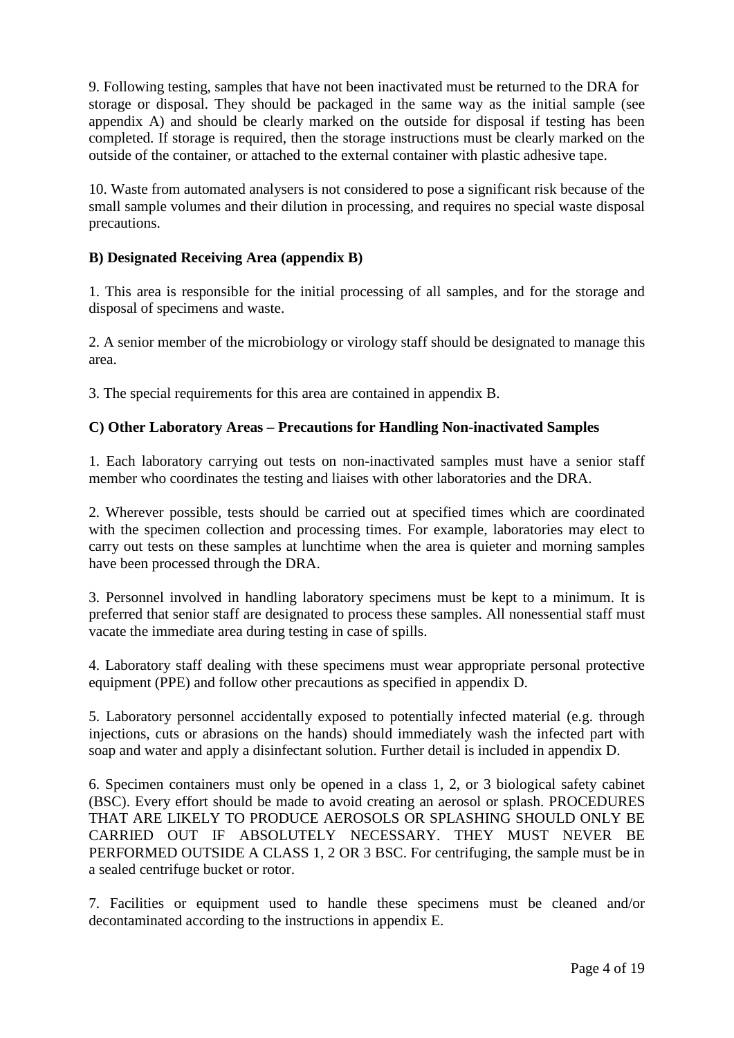9. Following testing, samples that have not been inactivated must be returned to the DRA for storage or disposal. They should be packaged in the same way as the initial sample (see appendix A) and should be clearly marked on the outside for disposal if testing has been completed. If storage is required, then the storage instructions must be clearly marked on the outside of the container, or attached to the external container with plastic adhesive tape.

10. Waste from automated analysers is not considered to pose a significant risk because of the small sample volumes and their dilution in processing, and requires no special waste disposal precautions.

**B) Designated Receiving Area (appendix B)**

1. This area is responsible for the initial processing of all samples, and for the storage and disposal of specimens and waste.

2. A senior member of the microbiology or virology staff should be designated to manage this area.

3. The special requirements for this area are contained in appendix B.

**C) Other Laboratory Areas – Precautions for Handling Non-inactivated Samples**

1. Each laboratory carrying out tests on non-inactivated samples must have a senior staff member who coordinates the testing and liaises with other laboratories and the DRA.

2. Wherever possible, tests should be carried out at specified times which are coordinated with the specimen collection and processing times. For example, laboratories may elect to carry out tests on these samples at lunchtime when the area is quieter and morning samples have been processed through the DRA.

3. Personnel involved in handling laboratory specimens must be kept to a minimum. It is preferred that senior staff are designated to process these samples. All nonessential staff must vacate the immediate area during testing in case of spills.

4. Laboratory staff dealing with these specimens must wear appropriate personal protective equipment (PPE) and follow other precautions as specified in appendix D.

5. Laboratory personnel accidentally exposed to potentially infected material (e.g. through injections, cuts or abrasions on the hands) should immediately wash the infected part with soap and water and apply a disinfectant solution. Further detail is included in appendix D.

6. Specimen containers must only be opened in a class 1, 2, or 3 biological safety cabinet (BSC). Every effort should be made to avoid creating an aerosol or splash. PROCEDURES THAT ARE LIKELY TO PRODUCE AEROSOLS OR SPLASHING SHOULD ONLY BE CARRIED OUT IF ABSOLUTELY NECESSARY. THEY MUST NEVER BE PERFORMED OUTSIDE A CLASS 1, 2 OR 3 BSC. For centrifuging, the sample must be in a sealed centrifuge bucket or rotor.

7. Facilities or equipment used to handle these specimens must be cleaned and/or decontaminated according to the instructions in appendix E.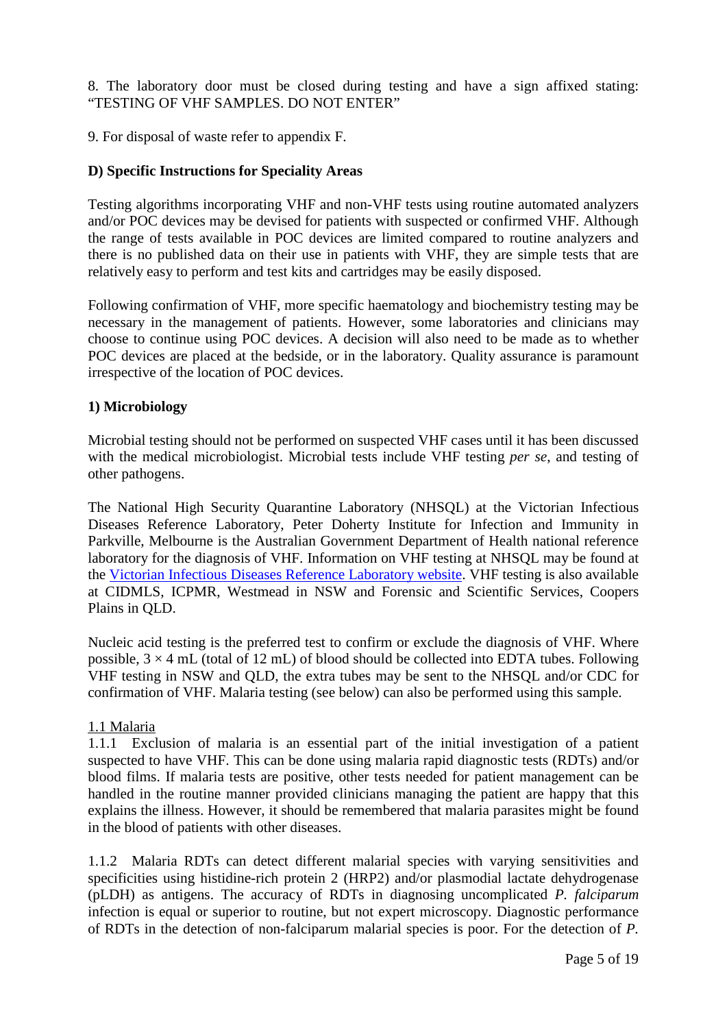8. The laboratory door must be closed during testing and have a sign affixed stating: “TESTING OF VHF SAMPLES. DO NOT ENTER”

9. For disposal of waste refer to appendix F.

**D) Specific Instructions for Speciality Areas**

Testing algorithms incorporating VHF and non-VHF tests using routine automated analyzers and/or POC devices may be devised for patients with suspected or confirmed VHF. Although the range of tests available in POC devices are limited compared to routine analyzers and there is no published data on their use in patients with VHF, they are simple tests that are relatively easy to perform and test kits and cartridges may be easily disposed.

Following confirmation of VHF, more specific haematology and biochemistry testing may be necessary in the management of patients. However, some laboratories and clinicians may choose to continue using POC devices. A decision will also need to be made as to whether POC devices are placed at the bedside, or in the laboratory. Quality assurance is paramount irrespective of the location of POC devices.

**1) Microbiology**

Microbial testing should not be performed on suspected VHF cases until it has been discussed with the medical microbiologist. Microbial tests include VHF testing *per se*, and testing of other pathogens.

The National High Security Quarantine Laboratory (NHSQL) at the Victorian Infectious Diseases Reference Laboratory, Peter Doherty Institute for Infection and Immunity in Parkville, Melbourne is the Australian Government Department of Health national reference laboratory for the diagnosis of VHF. Information on VHF testing at NHSQL may be found at the Victorian Infectious Diseases Reference Laboratory website. VHF testing is also available at CIDMLS, ICPMR, Westmead in NSW and Forensic and Scientific Services, Coopers Plains in QLD.

Nucleic acid testing is the preferred test to confirm or exclude the diagnosis of VHF. Where possible, $3 \times 4$ mL (total of 12 mL) of blood should be collected into EDTA tubes. Following VHF testing in NSW and QLD, the extra tubes may be sent to the NHSQL and/or CDC for confirmation of VHF. Malaria testing (see below) can also be performed using this sample.

1.1 Malaria

1.1.1 Exclusion of malaria is an essential part of the initial investigation of a patient suspected to have VHF. This can be done using malaria rapid diagnostic tests (RDTs) and/or blood films. If malaria tests are positive, other tests needed for patient management can be handled in the routine manner provided clinicians managing the patient are happy that this explains the illness. However, it should be remembered that malaria parasites might be found in the blood of patients with other diseases.

1.1.2 Malaria RDTs can detect different malarial species with varying sensitivities and specificities using histidine-rich protein 2 (HRP2) and/or plasmodial lactate dehydrogenase (pLDH) as antigens. The accuracy of RDTs in diagnosing uncomplicated *P. falciparum* infection is equal or superior to routine, but not expert microscopy. Diagnostic performance of RDTs in the detection of non-falciparum malarial species is poor. For the detection of *P.*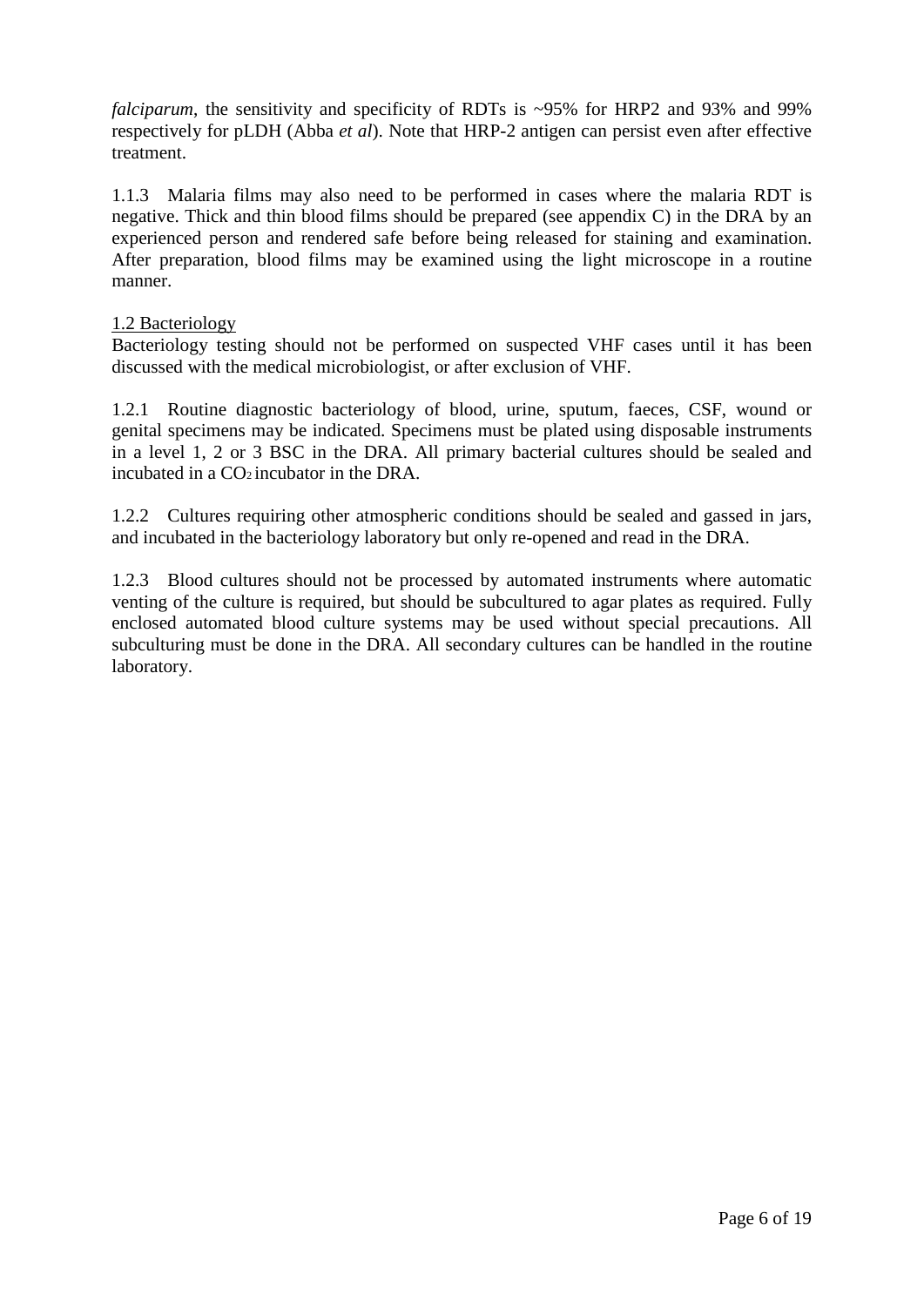*falciparum*, the sensitivity and specificity of RDTs is ~95% for HRP2 and 93% and 99% respectively for pLDH (Abba *et al*). Note that HRP-2 antigen can persist even after effective treatment.

1.1.3 Malaria films may also need to be performed in cases where the malaria RDT is negative. Thick and thin blood films should be prepared (see appendix C) in the DRA by an experienced person and rendered safe before being released for staining and examination. After preparation, blood films may be examined using the light microscope in a routine manner.

<u>1.2 Bacteriology</u>

Bacteriology testing should not be performed on suspected VHF cases until it has been discussed with the medical microbiologist, or after exclusion of VHF.

1.2.1 Routine diagnostic bacteriology of blood, urine, sputum, faeces, CSF, wound or genital specimens may be indicated. Specimens must be plated using disposable instruments in a level 1, 2 or 3 BSC in the DRA. All primary bacterial cultures should be sealed and incubated in a $CO_2$ incubator in the DRA.

1.2.2 Cultures requiring other atmospheric conditions should be sealed and gassed in jars, and incubated in the bacteriology laboratory but only re-opened and read in the DRA.

1.2.3 Blood cultures should not be processed by automated instruments where automatic venting of the culture is required, but should be subcultured to agar plates as required. Fully enclosed automated blood culture systems may be used without special precautions. All subculturing must be done in the DRA. All secondary cultures can be handled in the routine laboratory.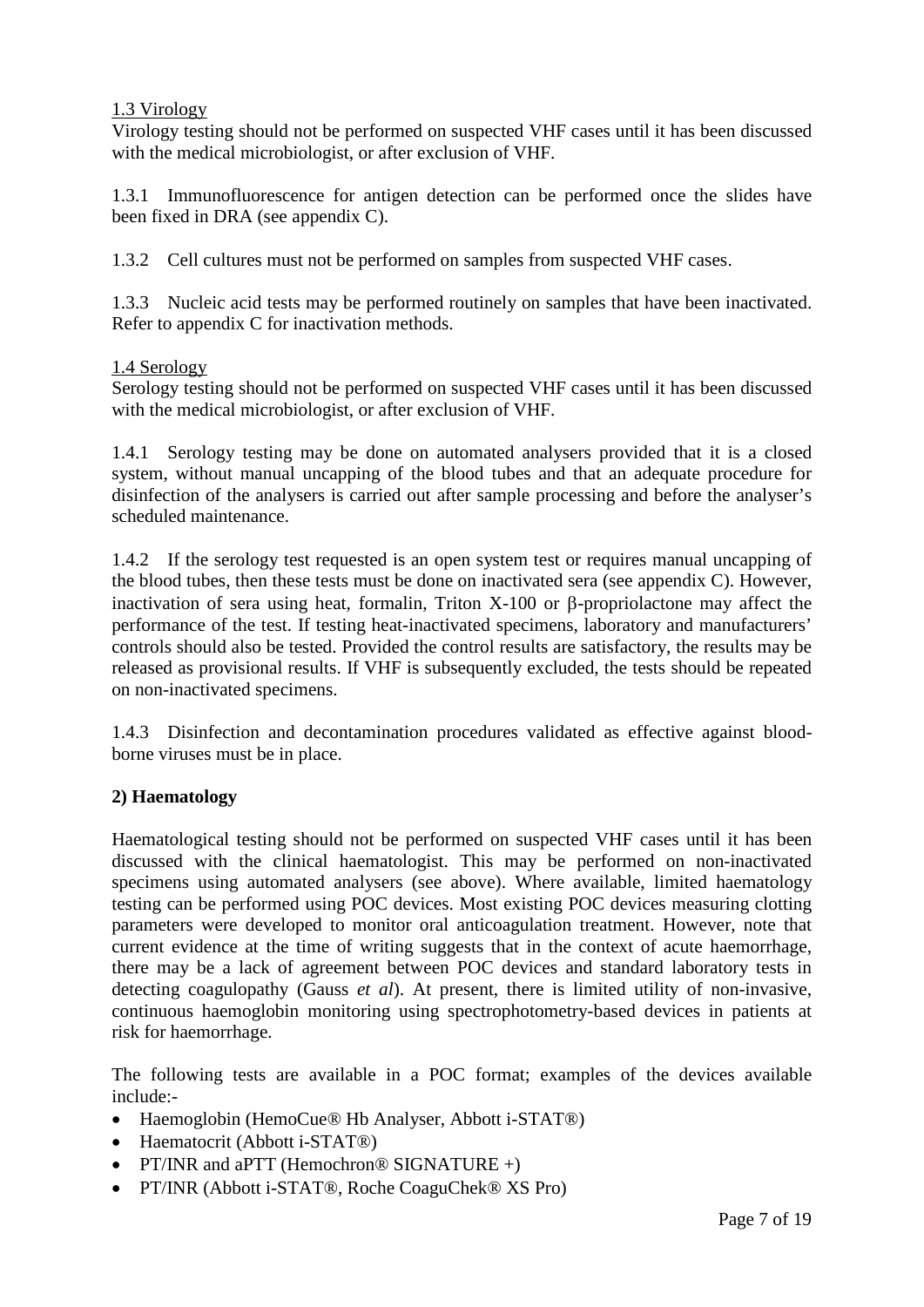### 1.3 Virology

Virology testing should not be performed on suspected VHF cases until it has been discussed with the medical microbiologist, or after exclusion of VHF.

1.3.1 Immunofluorescence for antigen detection can be performed once the slides have been fixed in DRA (see appendix C).

1.3.2 Cell cultures must not be performed on samples from suspected VHF cases.

1.3.3 Nucleic acid tests may be performed routinely on samples that have been inactivated. Refer to appendix C for inactivation methods.

### 1.4 Serology

Serology testing should not be performed on suspected VHF cases until it has been discussed with the medical microbiologist, or after exclusion of VHF.

1.4.1 Serology testing may be done on automated analysers provided that it is a closed system, without manual uncapping of the blood tubes and that an adequate procedure for disinfection of the analysers is carried out after sample processing and before the analyser's scheduled maintenance.

1.4.2 If the serology test requested is an open system test or requires manual uncapping of the blood tubes, then these tests must be done on inactivated sera (see appendix C). However, inactivation of sera using heat, formalin, Triton X-100 or β-propriolactone may affect the performance of the test. If testing heat-inactivated specimens, laboratory and manufacturers' controls should also be tested. Provided the control results are satisfactory, the results may be released as provisional results. If VHF is subsequently excluded, the tests should be repeated on non-inactivated specimens.

1.4.3 Disinfection and decontamination procedures validated as effective against blood-borne viruses must be in place.

## 2) Haematology

Haematological testing should not be performed on suspected VHF cases until it has been discussed with the clinical haematologist. This may be performed on non-inactivated specimens using automated analysers (see above). Where available, limited haematology testing can be performed using POC devices. Most existing POC devices measuring clotting parameters were developed to monitor oral anticoagulation treatment. However, note that current evidence at the time of writing suggests that in the context of acute haemorrhage, there may be a lack of agreement between POC devices and standard laboratory tests in detecting coagulopathy (Gauss *et al*). At present, there is limited utility of non-invasive, continuous haemoglobin monitoring using spectrophotometry-based devices in patients at risk for haemorrhage.

The following tests are available in a POC format; examples of the devices available include:-

- Haemoglobin (HemoCue® Hb Analyser, Abbott i-STAT®)
- Haematocrit (Abbott i-STAT®)
- PT/INR and aPTT (Hemochron® SIGNATURE +)
- PT/INR (Abbott i-STAT®, Roche CoaguChek® XS Pro)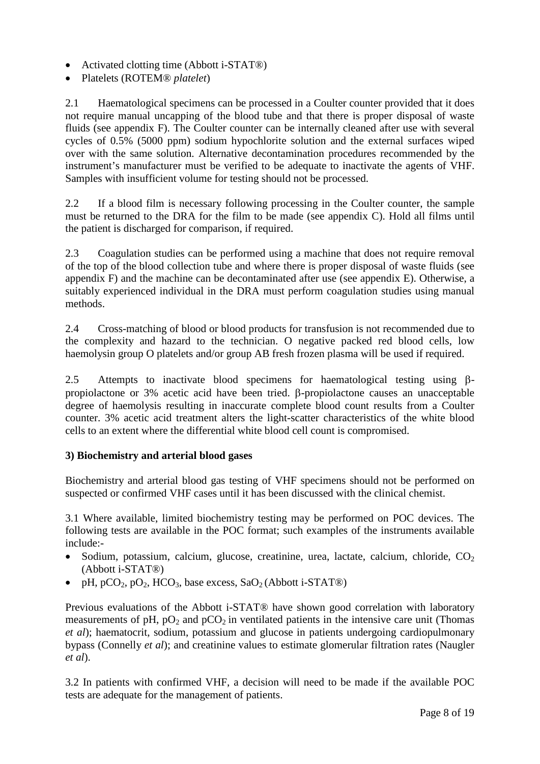- Activated clotting time (Abbott i-STAT®)
- Platelets (ROTEM® *platelet*)

2.1 Haematological specimens can be processed in a Coulter counter provided that it does not require manual uncapping of the blood tube and that there is proper disposal of waste fluids (see appendix F). The Coulter counter can be internally cleaned after use with several cycles of 0.5% (5000 ppm) sodium hypochlorite solution and the external surfaces wiped over with the same solution. Alternative decontamination procedures recommended by the instrument's manufacturer must be verified to be adequate to inactivate the agents of VHF. Samples with insufficient volume for testing should not be processed.

2.2 If a blood film is necessary following processing in the Coulter counter, the sample must be returned to the DRA for the film to be made (see appendix C). Hold all films until the patient is discharged for comparison, if required.

2.3 Coagulation studies can be performed using a machine that does not require removal of the top of the blood collection tube and where there is proper disposal of waste fluids (see appendix F) and the machine can be decontaminated after use (see appendix E). Otherwise, a suitably experienced individual in the DRA must perform coagulation studies using manual methods.

2.4 Cross-matching of blood or blood products for transfusion is not recommended due to the complexity and hazard to the technician. O negative packed red blood cells, low haemolysin group O platelets and/or group AB fresh frozen plasma will be used if required.

2.5 Attempts to inactivate blood specimens for haematological testing using β-propiolactone or 3% acetic acid have been tried. β-propiolactone causes an unacceptable degree of haemolysis resulting in inaccurate complete blood count results from a Coulter counter. 3% acetic acid treatment alters the light-scatter characteristics of the white blood cells to an extent where the differential white blood cell count is compromised.

**3) Biochemistry and arterial blood gases**

Biochemistry and arterial blood gas testing of VHF specimens should not be performed on suspected or confirmed VHF cases until it has been discussed with the clinical chemist.

3.1 Where available, limited biochemistry testing may be performed on POC devices. The following tests are available in the POC format; such examples of the instruments available include:-

- Sodium, potassium, calcium, glucose, creatinine, urea, lactate, calcium, chloride, $CO_2$ (Abbott i-STAT®)
- pH, $pCO_2$, $pO_2$, $HCO_3$, base excess, $SaO_2$ (Abbott i-STAT®)

Previous evaluations of the Abbott i-STAT® have shown good correlation with laboratory measurements of pH, $pO_2$ and $pCO_2$ in ventilated patients in the intensive care unit (Thomas *et al*); haematocrit, sodium, potassium and glucose in patients undergoing cardiopulmonary bypass (Connelly *et al*); and creatinine values to estimate glomerular filtration rates (Naugler *et al*).

3.2 In patients with confirmed VHF, a decision will need to be made if the available POC tests are adequate for the management of patients.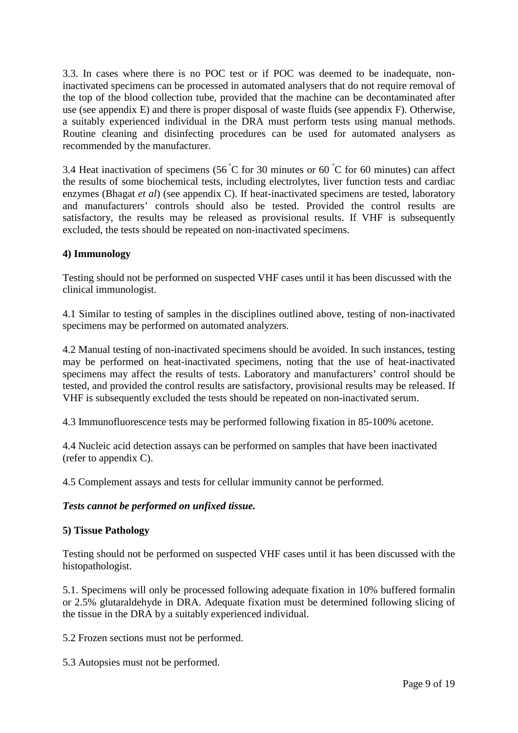3.3. In cases where there is no POC test or if POC was deemed to be inadequate, non-inactivated specimens can be processed in automated analysers that do not require removal of the top of the blood collection tube, provided that the machine can be decontaminated after use (see appendix E) and there is proper disposal of waste fluids (see appendix F). Otherwise, a suitably experienced individual in the DRA must perform tests using manual methods. Routine cleaning and disinfecting procedures can be used for automated analysers as recommended by the manufacturer.

3.4 Heat inactivation of specimens (56 °C for 30 minutes or 60 °C for 60 minutes) can affect the results of some biochemical tests, including electrolytes, liver function tests and cardiac enzymes (Bhagat *et al*) (see appendix C). If heat-inactivated specimens are tested, laboratory and manufacturers' controls should also be tested. Provided the control results are satisfactory, the results may be released as provisional results. If VHF is subsequently excluded, the tests should be repeated on non-inactivated specimens.

**4) Immunology**

Testing should not be performed on suspected VHF cases until it has been discussed with the clinical immunologist.

4.1 Similar to testing of samples in the disciplines outlined above, testing of non-inactivated specimens may be performed on automated analyzers.

4.2 Manual testing of non-inactivated specimens should be avoided. In such instances, testing may be performed on heat-inactivated specimens, noting that the use of heat-inactivated specimens may affect the results of tests. Laboratory and manufacturers' control should be tested, and provided the control results are satisfactory, provisional results may be released. If VHF is subsequently excluded the tests should be repeated on non-inactivated serum.

4.3 Immunofluorescence tests may be performed following fixation in 85-100% acetone.

4.4 Nucleic acid detection assays can be performed on samples that have been inactivated (refer to appendix C).

4.5 Complement assays and tests for cellular immunity cannot be performed.

***Tests cannot be performed on unfixed tissue.***

**5) Tissue Pathology**

Testing should not be performed on suspected VHF cases until it has been discussed with the histopathologist.

5.1. Specimens will only be processed following adequate fixation in 10% buffered formalin or 2.5% glutaraldehyde in DRA. Adequate fixation must be determined following slicing of the tissue in the DRA by a suitably experienced individual.

5.2 Frozen sections must not be performed.

5.3 Autopsies must not be performed.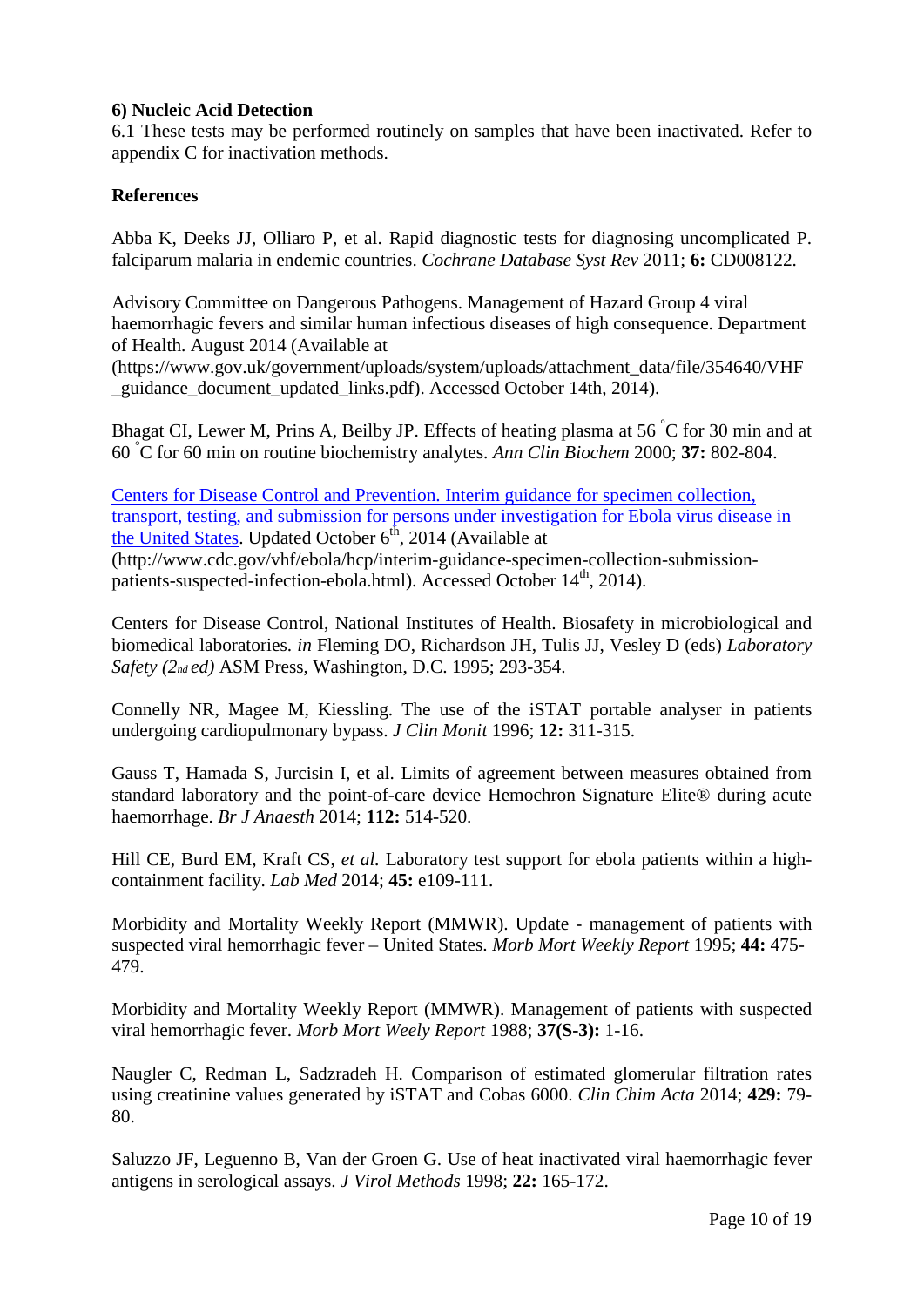**6) Nucleic Acid Detection**

6.1 These tests may be performed routinely on samples that have been inactivated. Refer to appendix C for inactivation methods.

**References**

Abba K, Deeks JJ, Olliaro P, et al. Rapid diagnostic tests for diagnosing uncomplicated P. falciparum malaria in endemic countries. *Cochrane Database Syst Rev* 2011; **6:** CD008122.

Advisory Committee on Dangerous Pathogens. Management of Hazard Group 4 viral haemorrhagic fevers and similar human infectious diseases of high consequence. Department of Health. August 2014 (Available at (https://www.gov.uk/government/uploads/system/uploads/attachment_data/file/354640/VHF_guidance_document_updated_links.pdf). Accessed October 14th, 2014).

Bhagat CI, Lewer M, Prins A, Beilby JP. Effects of heating plasma at 56 °C for 30 min and at 60 °C for 60 min on routine biochemistry analytes. *Ann Clin Biochem* 2000; **37:** 802-804.

Centers for Disease Control and Prevention. Interim guidance for specimen collection, transport, testing, and submission for persons under investigation for Ebola virus disease in the United States. Updated October 6th, 2014 (Available at (http://www.cdc.gov/vhf/ebola/hcp/interim-guidance-specimen-collection-submission-patients-suspected-infection-ebola.html). Accessed October 14th, 2014).

Centers for Disease Control, National Institutes of Health. Biosafety in microbiological and biomedical laboratories. *in* Fleming DO, Richardson JH, Tulis JJ, Vesley D (eds) *Laboratory Safety (2nd ed)* ASM Press, Washington, D.C. 1995; 293-354.

Connelly NR, Magee M, Kiessling. The use of the iSTAT portable analyser in patients undergoing cardiopulmonary bypass. *J Clin Monit* 1996; **12:** 311-315.

Gauss T, Hamada S, Jurcisin I, et al. Limits of agreement between measures obtained from standard laboratory and the point-of-care device Hemochron Signature Elite® during acute haemorrhage. *Br J Anaesth* 2014; **112:** 514-520.

Hill CE, Burd EM, Kraft CS, *et al.* Laboratory test support for ebola patients within a high-containment facility. *Lab Med* 2014; **45:** e109-111.

Morbidity and Mortality Weekly Report (MMWR). Update - management of patients with suspected viral hemorrhagic fever – United States. *Morb Mort Weekly Report* 1995; **44:** 475-479.

Morbidity and Mortality Weekly Report (MMWR). Management of patients with suspected viral hemorrhagic fever. *Morb Mort Weely Report* 1988; **37(S-3):** 1-16.

Naugler C, Redman L, Sadzradeh H. Comparison of estimated glomerular filtration rates using creatinine values generated by iSTAT and Cobas 6000. *Clin Chim Acta* 2014; **429:** 79-80.

Saluzzo JF, Leguenno B, Van der Groen G. Use of heat inactivated viral haemorrhagic fever antigens in serological assays. *J Virol Methods* 1998; **22:** 165-172.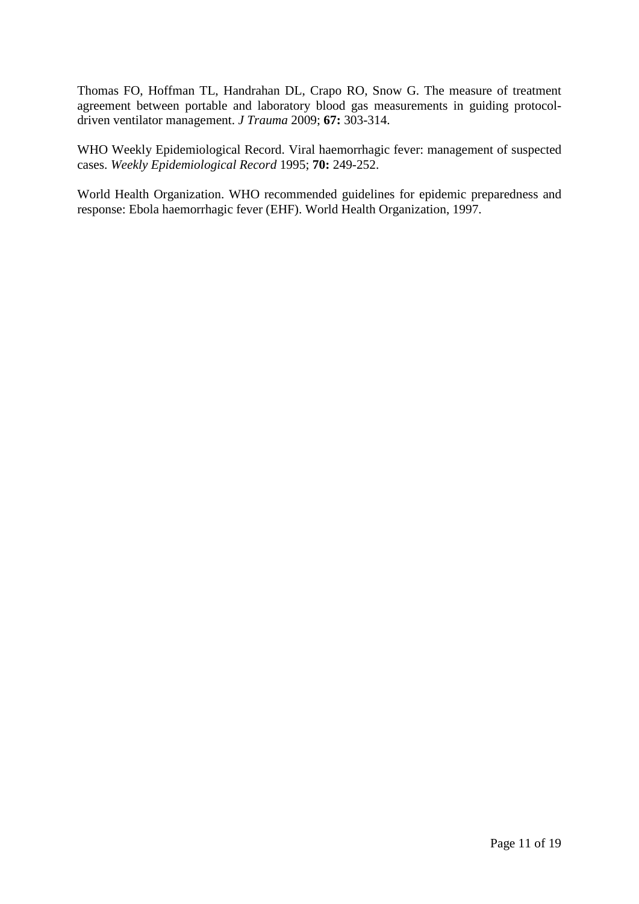Thomas FO, Hoffman TL, Handrahan DL, Crapo RO, Snow G. The measure of treatment agreement between portable and laboratory blood gas measurements in guiding protocol-driven ventilator management. *J Trauma* 2009; **67:** 303-314.

WHO Weekly Epidemiological Record. Viral haemorrhagic fever: management of suspected cases. *Weekly Epidemiological Record* 1995; **70:** 249-252.

World Health Organization. WHO recommended guidelines for epidemic preparedness and response: Ebola haemorrhagic fever (EHF). World Health Organization, 1997.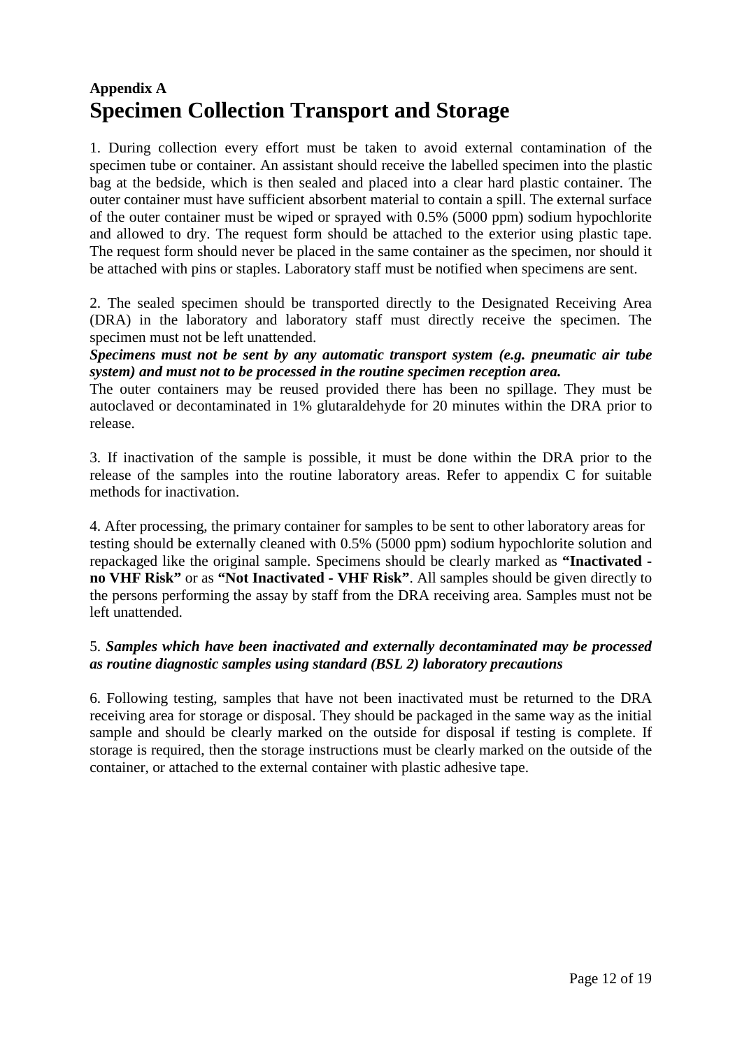**Appendix A**

# Specimen Collection Transport and Storage

1. During collection every effort must be taken to avoid external contamination of the specimen tube or container. An assistant should receive the labelled specimen into the plastic bag at the bedside, which is then sealed and placed into a clear hard plastic container. The outer container must have sufficient absorbent material to contain a spill. The external surface of the outer container must be wiped or sprayed with 0.5% (5000 ppm) sodium hypochlorite and allowed to dry. The request form should be attached to the exterior using plastic tape. The request form should never be placed in the same container as the specimen, nor should it be attached with pins or staples. Laboratory staff must be notified when specimens are sent.

2. The sealed specimen should be transported directly to the Designated Receiving Area (DRA) in the laboratory and laboratory staff must directly receive the specimen. The specimen must not be left unattended.
***Specimens must not be sent by any automatic transport system (e.g. pneumatic air tube system) and must not to be processed in the routine specimen reception area.***
The outer containers may be reused provided there has been no spillage. They must be autoclaved or decontaminated in 1% glutaraldehyde for 20 minutes within the DRA prior to release.

3. If inactivation of the sample is possible, it must be done within the DRA prior to the release of the samples into the routine laboratory areas. Refer to appendix C for suitable methods for inactivation.

4. After processing, the primary container for samples to be sent to other laboratory areas for testing should be externally cleaned with 0.5% (5000 ppm) sodium hypochlorite solution and repackaged like the original sample. Specimens should be clearly marked as **"Inactivated - no VHF Risk"** or as **"Not Inactivated - VHF Risk"**. All samples should be given directly to the persons performing the assay by staff from the DRA receiving area. Samples must not be left unattended.

5. ***Samples which have been inactivated and externally decontaminated may be processed as routine diagnostic samples using standard (BSL 2) laboratory precautions***

6. Following testing, samples that have not been inactivated must be returned to the DRA receiving area for storage or disposal. They should be packaged in the same way as the initial sample and should be clearly marked on the outside for disposal if testing is complete. If storage is required, then the storage instructions must be clearly marked on the outside of the container, or attached to the external container with plastic adhesive tape.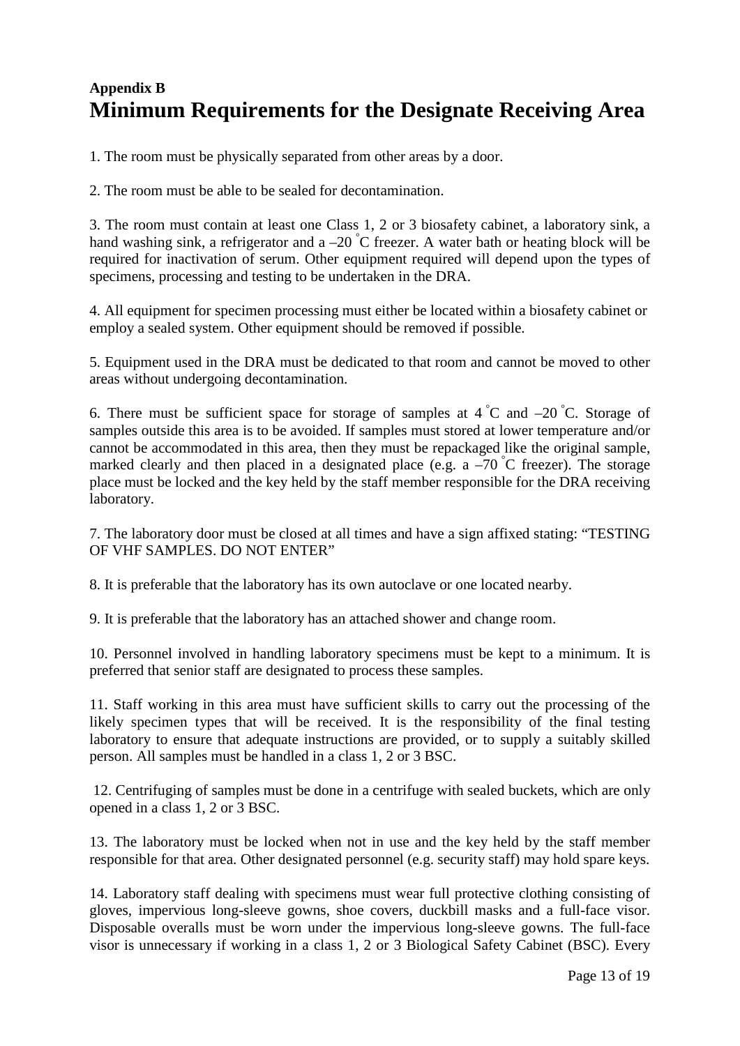**Appendix B**

# Minimum Requirements for the Designate Receiving Area

1. The room must be physically separated from other areas by a door.

2. The room must be able to be sealed for decontamination.

3. The room must contain at least one Class 1, 2 or 3 biosafety cabinet, a laboratory sink, a hand washing sink, a refrigerator and a –20 °C freezer. A water bath or heating block will be required for inactivation of serum. Other equipment required will depend upon the types of specimens, processing and testing to be undertaken in the DRA.

4. All equipment for specimen processing must either be located within a biosafety cabinet or employ a sealed system. Other equipment should be removed if possible.

5. Equipment used in the DRA must be dedicated to that room and cannot be moved to other areas without undergoing decontamination.

6. There must be sufficient space for storage of samples at 4 °C and –20 °C. Storage of samples outside this area is to be avoided. If samples must stored at lower temperature and/or cannot be accommodated in this area, then they must be repackaged like the original sample, marked clearly and then placed in a designated place (e.g. a –70 °C freezer). The storage place must be locked and the key held by the staff member responsible for the DRA receiving laboratory.

7. The laboratory door must be closed at all times and have a sign affixed stating: “TESTING OF VHF SAMPLES. DO NOT ENTER”

8. It is preferable that the laboratory has its own autoclave or one located nearby.

9. It is preferable that the laboratory has an attached shower and change room.

10. Personnel involved in handling laboratory specimens must be kept to a minimum. It is preferred that senior staff are designated to process these samples.

11. Staff working in this area must have sufficient skills to carry out the processing of the likely specimen types that will be received. It is the responsibility of the final testing laboratory to ensure that adequate instructions are provided, or to supply a suitably skilled person. All samples must be handled in a class 1, 2 or 3 BSC.

12. Centrifuging of samples must be done in a centrifuge with sealed buckets, which are only opened in a class 1, 2 or 3 BSC.

13. The laboratory must be locked when not in use and the key held by the staff member responsible for that area. Other designated personnel (e.g. security staff) may hold spare keys.

14. Laboratory staff dealing with specimens must wear full protective clothing consisting of gloves, impervious long-sleeve gowns, shoe covers, duckbill masks and a full-face visor. Disposable overalls must be worn under the impervious long-sleeve gowns. The full-face visor is unnecessary if working in a class 1, 2 or 3 Biological Safety Cabinet (BSC). Every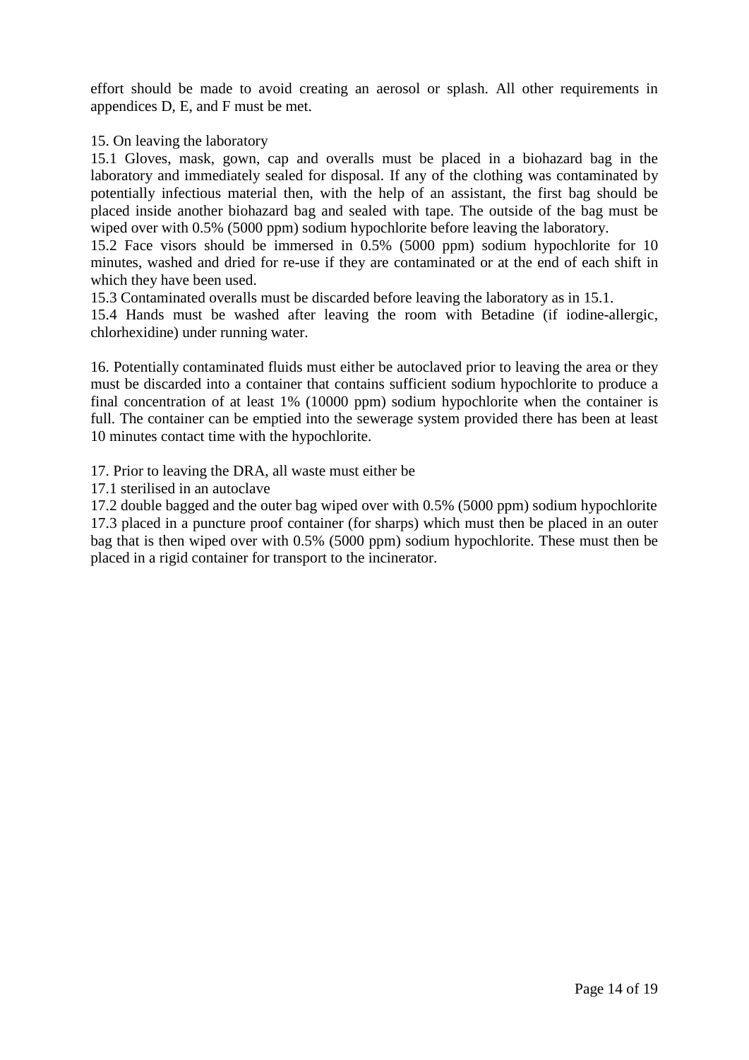effort should be made to avoid creating an aerosol or splash. All other requirements in appendices D, E, and F must be met.

15. On leaving the laboratory

15.1 Gloves, mask, gown, cap and overalls must be placed in a biohazard bag in the laboratory and immediately sealed for disposal. If any of the clothing was contaminated by potentially infectious material then, with the help of an assistant, the first bag should be placed inside another biohazard bag and sealed with tape. The outside of the bag must be wiped over with 0.5% (5000 ppm) sodium hypochlorite before leaving the laboratory.

15.2 Face visors should be immersed in 0.5% (5000 ppm) sodium hypochlorite for 10 minutes, washed and dried for re-use if they are contaminated or at the end of each shift in which they have been used.

15.3 Contaminated overalls must be discarded before leaving the laboratory as in 15.1.

15.4 Hands must be washed after leaving the room with Betadine (if iodine-allergic, chlorhexidine) under running water.

16. Potentially contaminated fluids must either be autoclaved prior to leaving the area or they must be discarded into a container that contains sufficient sodium hypochlorite to produce a final concentration of at least 1% (10000 ppm) sodium hypochlorite when the container is full. The container can be emptied into the sewerage system provided there has been at least 10 minutes contact time with the hypochlorite.

17. Prior to leaving the DRA, all waste must either be

17.1 sterilised in an autoclave

17.2 double bagged and the outer bag wiped over with 0.5% (5000 ppm) sodium hypochlorite

17.3 placed in a puncture proof container (for sharps) which must then be placed in an outer bag that is then wiped over with 0.5% (5000 ppm) sodium hypochlorite. These must then be placed in a rigid container for transport to the incinerator.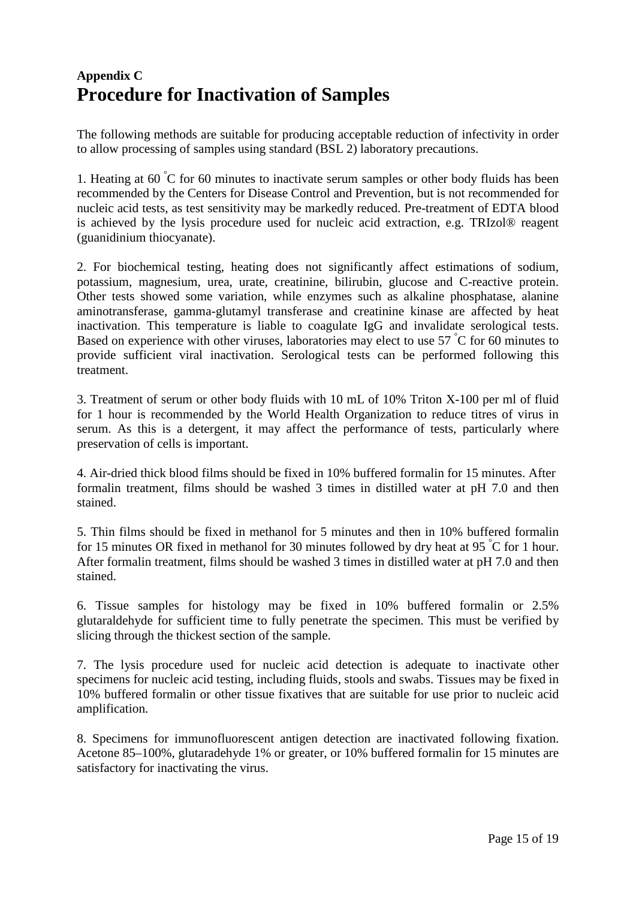## Appendix C

# Procedure for Inactivation of Samples

The following methods are suitable for producing acceptable reduction of infectivity in order to allow processing of samples using standard (BSL 2) laboratory precautions.

1. Heating at 60 °C for 60 minutes to inactivate serum samples or other body fluids has been recommended by the Centers for Disease Control and Prevention, but is not recommended for nucleic acid tests, as test sensitivity may be markedly reduced. Pre-treatment of EDTA blood is achieved by the lysis procedure used for nucleic acid extraction, e.g. TRIzol® reagent (guanidinium thiocyanate).

2. For biochemical testing, heating does not significantly affect estimations of sodium, potassium, magnesium, urea, urate, creatinine, bilirubin, glucose and C-reactive protein. Other tests showed some variation, while enzymes such as alkaline phosphatase, alanine aminotransferase, gamma-glutamyl transferase and creatinine kinase are affected by heat inactivation. This temperature is liable to coagulate IgG and invalidate serological tests. Based on experience with other viruses, laboratories may elect to use 57 °C for 60 minutes to provide sufficient viral inactivation. Serological tests can be performed following this treatment.

3. Treatment of serum or other body fluids with 10 mL of 10% Triton X-100 per ml of fluid for 1 hour is recommended by the World Health Organization to reduce titres of virus in serum. As this is a detergent, it may affect the performance of tests, particularly where preservation of cells is important.

4. Air-dried thick blood films should be fixed in 10% buffered formalin for 15 minutes. After formalin treatment, films should be washed 3 times in distilled water at pH 7.0 and then stained.

5. Thin films should be fixed in methanol for 5 minutes and then in 10% buffered formalin for 15 minutes OR fixed in methanol for 30 minutes followed by dry heat at 95 °C for 1 hour. After formalin treatment, films should be washed 3 times in distilled water at pH 7.0 and then stained.

6. Tissue samples for histology may be fixed in 10% buffered formalin or 2.5% glutaraldehyde for sufficient time to fully penetrate the specimen. This must be verified by slicing through the thickest section of the sample.

7. The lysis procedure used for nucleic acid detection is adequate to inactivate other specimens for nucleic acid testing, including fluids, stools and swabs. Tissues may be fixed in 10% buffered formalin or other tissue fixatives that are suitable for use prior to nucleic acid amplification.

8. Specimens for immunofluorescent antigen detection are inactivated following fixation. Acetone 85–100%, glutaradehyde 1% or greater, or 10% buffered formalin for 15 minutes are satisfactory for inactivating the virus.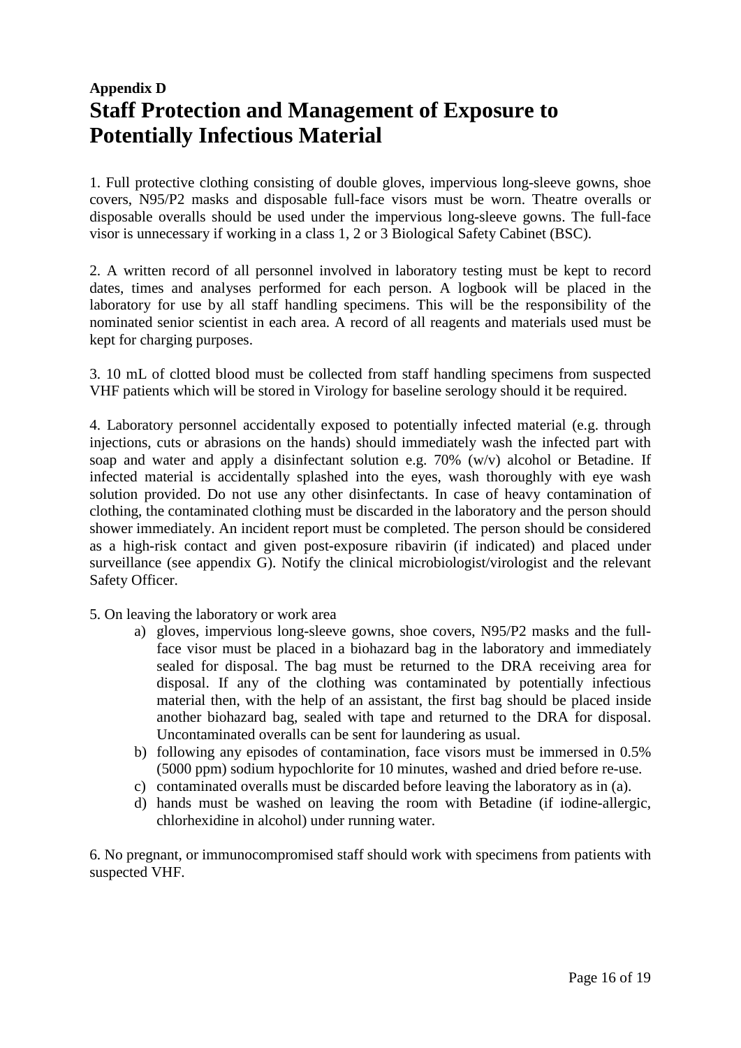**Appendix D**

# Staff Protection and Management of Exposure to Potentially Infectious Material

1. Full protective clothing consisting of double gloves, impervious long-sleeve gowns, shoe covers, N95/P2 masks and disposable full-face visors must be worn. Theatre overalls or disposable overalls should be used under the impervious long-sleeve gowns. The full-face visor is unnecessary if working in a class 1, 2 or 3 Biological Safety Cabinet (BSC).

2. A written record of all personnel involved in laboratory testing must be kept to record dates, times and analyses performed for each person. A logbook will be placed in the laboratory for use by all staff handling specimens. This will be the responsibility of the nominated senior scientist in each area. A record of all reagents and materials used must be kept for charging purposes.

3. 10 mL of clotted blood must be collected from staff handling specimens from suspected VHF patients which will be stored in Virology for baseline serology should it be required.

4. Laboratory personnel accidentally exposed to potentially infected material (e.g. through injections, cuts or abrasions on the hands) should immediately wash the infected part with soap and water and apply a disinfectant solution e.g. 70% (w/v) alcohol or Betadine. If infected material is accidentally splashed into the eyes, wash thoroughly with eye wash solution provided. Do not use any other disinfectants. In case of heavy contamination of clothing, the contaminated clothing must be discarded in the laboratory and the person should shower immediately. An incident report must be completed. The person should be considered as a high-risk contact and given post-exposure ribavirin (if indicated) and placed under surveillance (see appendix G). Notify the clinical microbiologist/virologist and the relevant Safety Officer.

5. On leaving the laboratory or work area

   a) gloves, impervious long-sleeve gowns, shoe covers, N95/P2 masks and the full-face visor must be placed in a biohazard bag in the laboratory and immediately sealed for disposal. The bag must be returned to the DRA receiving area for disposal. If any of the clothing was contaminated by potentially infectious material then, with the help of an assistant, the first bag should be placed inside another biohazard bag, sealed with tape and returned to the DRA for disposal. Uncontaminated overalls can be sent for laundering as usual.
   b) following any episodes of contamination, face visors must be immersed in 0.5% (5000 ppm) sodium hypochlorite for 10 minutes, washed and dried before re-use.
   c) contaminated overalls must be discarded before leaving the laboratory as in (a).
   d) hands must be washed on leaving the room with Betadine (if iodine-allergic, chlorhexidine in alcohol) under running water.

6. No pregnant, or immunocompromised staff should work with specimens from patients with suspected VHF.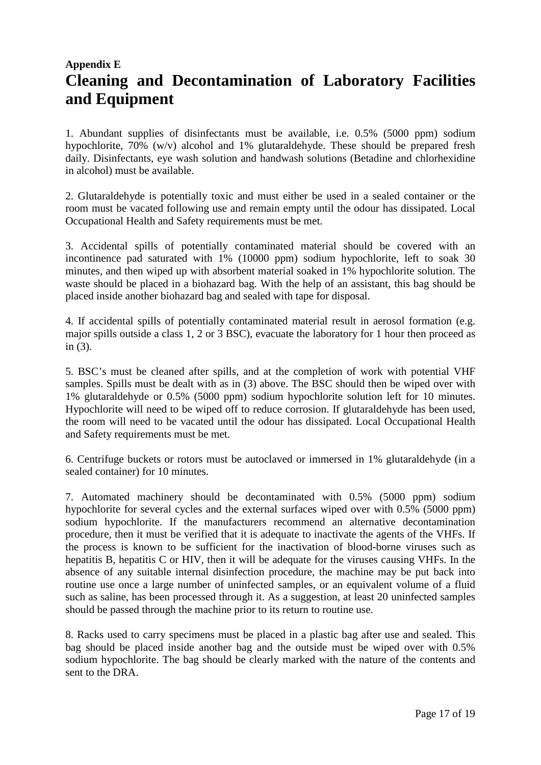**Appendix E**

# Cleaning and Decontamination of Laboratory Facilities and Equipment

1. Abundant supplies of disinfectants must be available, i.e. 0.5% (5000 ppm) sodium hypochlorite, 70% (w/v) alcohol and 1% glutaraldehyde. These should be prepared fresh daily. Disinfectants, eye wash solution and handwash solutions (Betadine and chlorhexidine in alcohol) must be available.

2. Glutaraldehyde is potentially toxic and must either be used in a sealed container or the room must be vacated following use and remain empty until the odour has dissipated. Local Occupational Health and Safety requirements must be met.

3. Accidental spills of potentially contaminated material should be covered with an incontinence pad saturated with 1% (10000 ppm) sodium hypochlorite, left to soak 30 minutes, and then wiped up with absorbent material soaked in 1% hypochlorite solution. The waste should be placed in a biohazard bag. With the help of an assistant, this bag should be placed inside another biohazard bag and sealed with tape for disposal.

4. If accidental spills of potentially contaminated material result in aerosol formation (e.g. major spills outside a class 1, 2 or 3 BSC), evacuate the laboratory for 1 hour then proceed as in (3).

5. BSC's must be cleaned after spills, and at the completion of work with potential VHF samples. Spills must be dealt with as in (3) above. The BSC should then be wiped over with 1% glutaraldehyde or 0.5% (5000 ppm) sodium hypochlorite solution left for 10 minutes. Hypochlorite will need to be wiped off to reduce corrosion. If glutaraldehyde has been used, the room will need to be vacated until the odour has dissipated. Local Occupational Health and Safety requirements must be met.

6. Centrifuge buckets or rotors must be autoclaved or immersed in 1% glutaraldehyde (in a sealed container) for 10 minutes.

7. Automated machinery should be decontaminated with 0.5% (5000 ppm) sodium hypochlorite for several cycles and the external surfaces wiped over with 0.5% (5000 ppm) sodium hypochlorite. If the manufacturers recommend an alternative decontamination procedure, then it must be verified that it is adequate to inactivate the agents of the VHFs. If the process is known to be sufficient for the inactivation of blood-borne viruses such as hepatitis B, hepatitis C or HIV, then it will be adequate for the viruses causing VHFs. In the absence of any suitable internal disinfection procedure, the machine may be put back into routine use once a large number of uninfected samples, or an equivalent volume of a fluid such as saline, has been processed through it. As a suggestion, at least 20 uninfected samples should be passed through the machine prior to its return to routine use.

8. Racks used to carry specimens must be placed in a plastic bag after use and sealed. This bag should be placed inside another bag and the outside must be wiped over with 0.5% sodium hypochlorite. The bag should be clearly marked with the nature of the contents and sent to the DRA.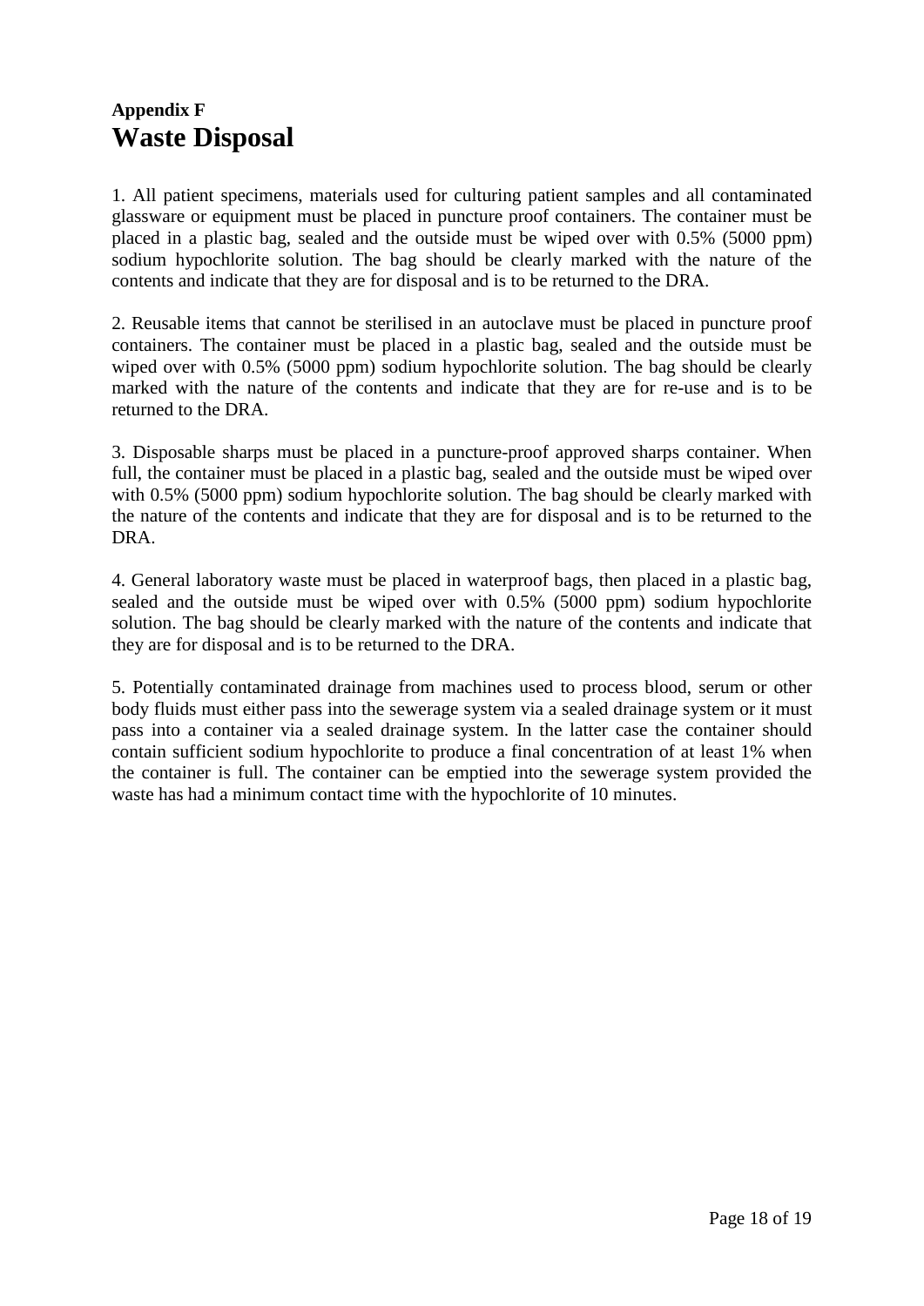**Appendix F**

# Waste Disposal

1. All patient specimens, materials used for culturing patient samples and all contaminated glassware or equipment must be placed in puncture proof containers. The container must be placed in a plastic bag, sealed and the outside must be wiped over with 0.5% (5000 ppm) sodium hypochlorite solution. The bag should be clearly marked with the nature of the contents and indicate that they are for disposal and is to be returned to the DRA.

2. Reusable items that cannot be sterilised in an autoclave must be placed in puncture proof containers. The container must be placed in a plastic bag, sealed and the outside must be wiped over with 0.5% (5000 ppm) sodium hypochlorite solution. The bag should be clearly marked with the nature of the contents and indicate that they are for re-use and is to be returned to the DRA.

3. Disposable sharps must be placed in a puncture-proof approved sharps container. When full, the container must be placed in a plastic bag, sealed and the outside must be wiped over with 0.5% (5000 ppm) sodium hypochlorite solution. The bag should be clearly marked with the nature of the contents and indicate that they are for disposal and is to be returned to the DRA.

4. General laboratory waste must be placed in waterproof bags, then placed in a plastic bag, sealed and the outside must be wiped over with 0.5% (5000 ppm) sodium hypochlorite solution. The bag should be clearly marked with the nature of the contents and indicate that they are for disposal and is to be returned to the DRA.

5. Potentially contaminated drainage from machines used to process blood, serum or other body fluids must either pass into the sewerage system via a sealed drainage system or it must pass into a container via a sealed drainage system. In the latter case the container should contain sufficient sodium hypochlorite to produce a final concentration of at least 1% when the container is full. The container can be emptied into the sewerage system provided the waste has had a minimum contact time with the hypochlorite of 10 minutes.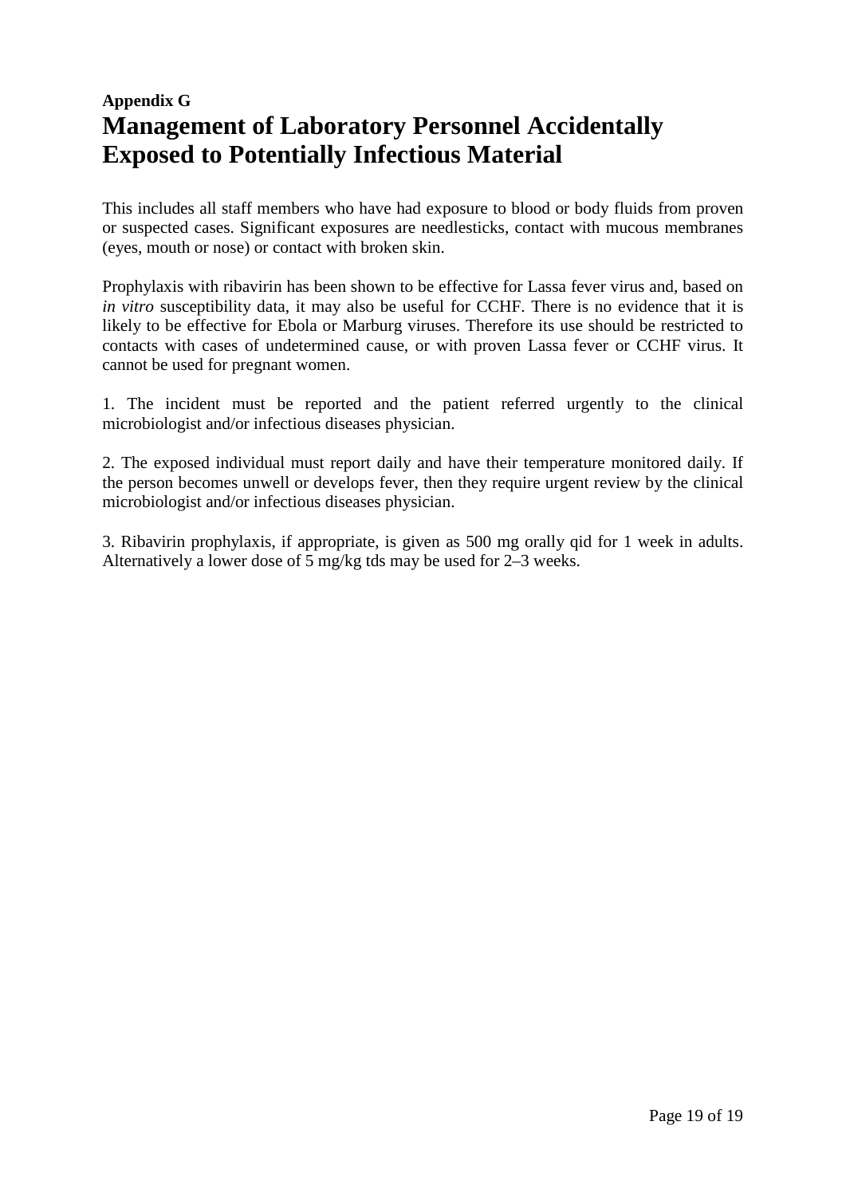**Appendix G**

# Management of Laboratory Personnel Accidentally Exposed to Potentially Infectious Material

This includes all staff members who have had exposure to blood or body fluids from proven or suspected cases. Significant exposures are needlesticks, contact with mucous membranes (eyes, mouth or nose) or contact with broken skin.

Prophylaxis with ribavirin has been shown to be effective for Lassa fever virus and, based on *in vitro* susceptibility data, it may also be useful for CCHF. There is no evidence that it is likely to be effective for Ebola or Marburg viruses. Therefore its use should be restricted to contacts with cases of undetermined cause, or with proven Lassa fever or CCHF virus. It cannot be used for pregnant women.

1. The incident must be reported and the patient referred urgently to the clinical microbiologist and/or infectious diseases physician.

2. The exposed individual must report daily and have their temperature monitored daily. If the person becomes unwell or develops fever, then they require urgent review by the clinical microbiologist and/or infectious diseases physician.

3. Ribavirin prophylaxis, if appropriate, is given as 500 mg orally qid for 1 week in adults. Alternatively a lower dose of 5 mg/kg tds may be used for 2–3 weeks.